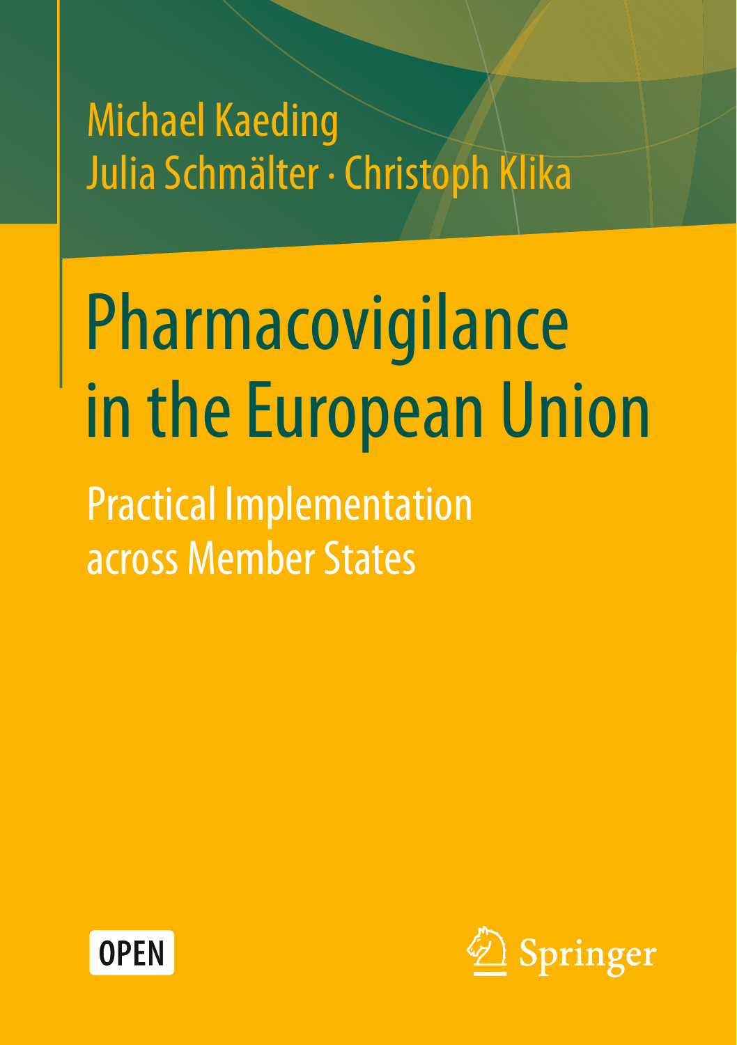Michael Kaeding
Julia Schmälter · Christoph Klika

# Pharmacovigilance in the European Union

## Practical Implementation across Member States

OPEN

Springer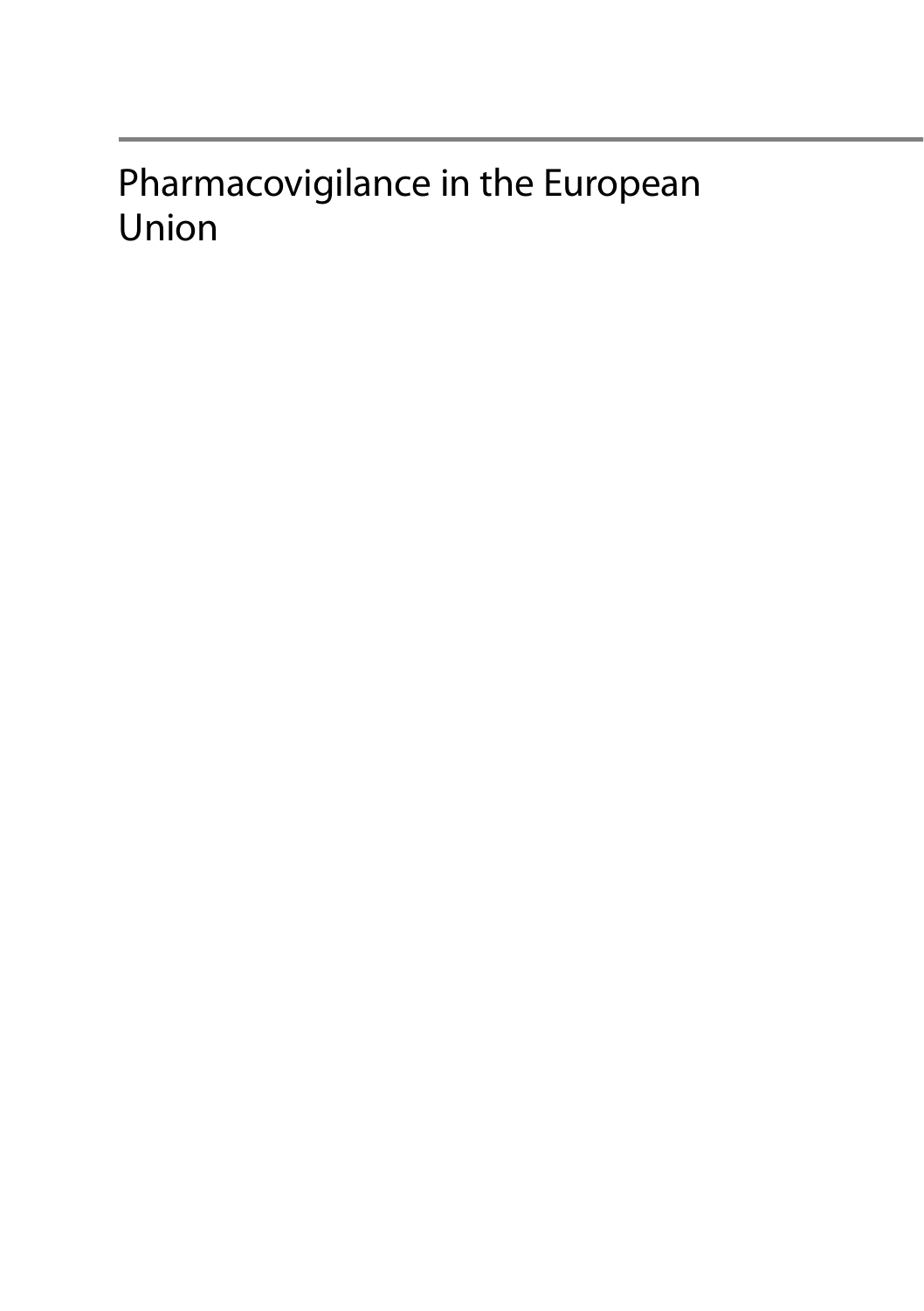# Pharmacovigilance in the European Union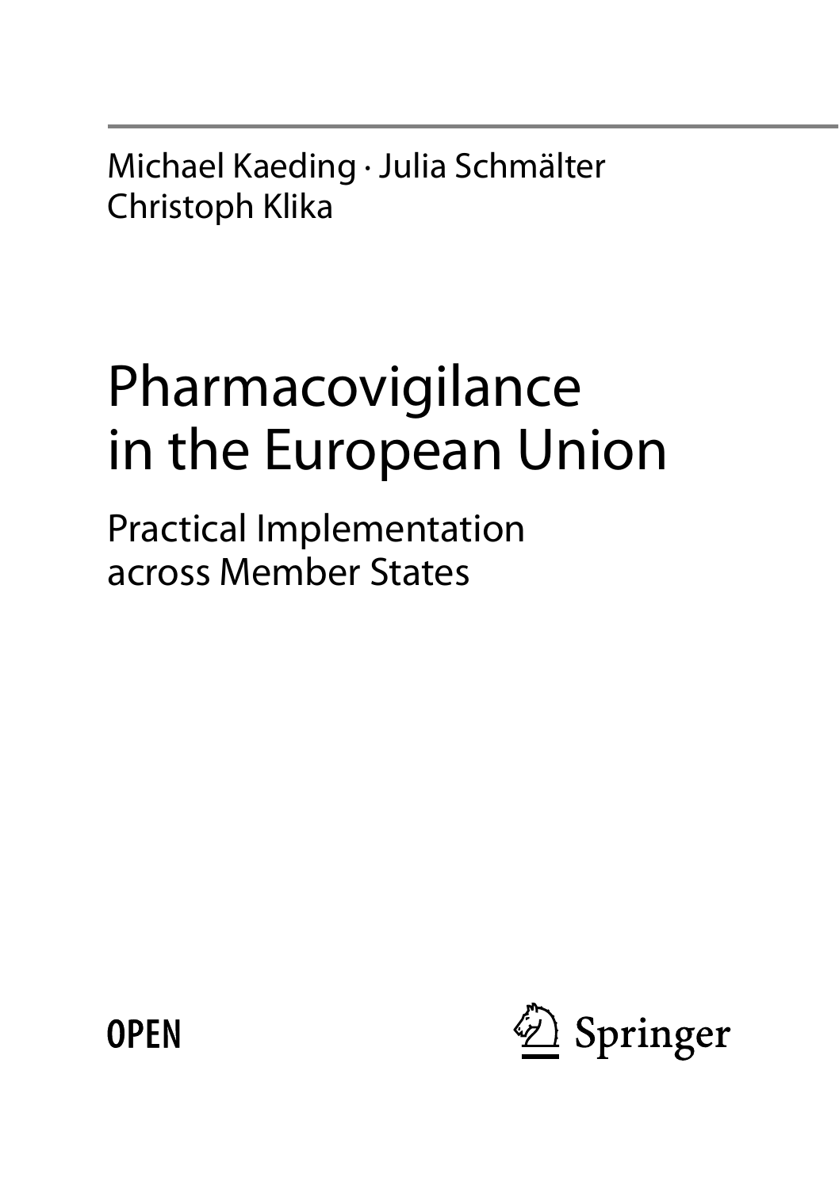Michael Kaeding · Julia Schmälter
Christoph Klika

# Pharmacovigilance in the European Union

## Practical Implementation across Member States

OPEN

Springer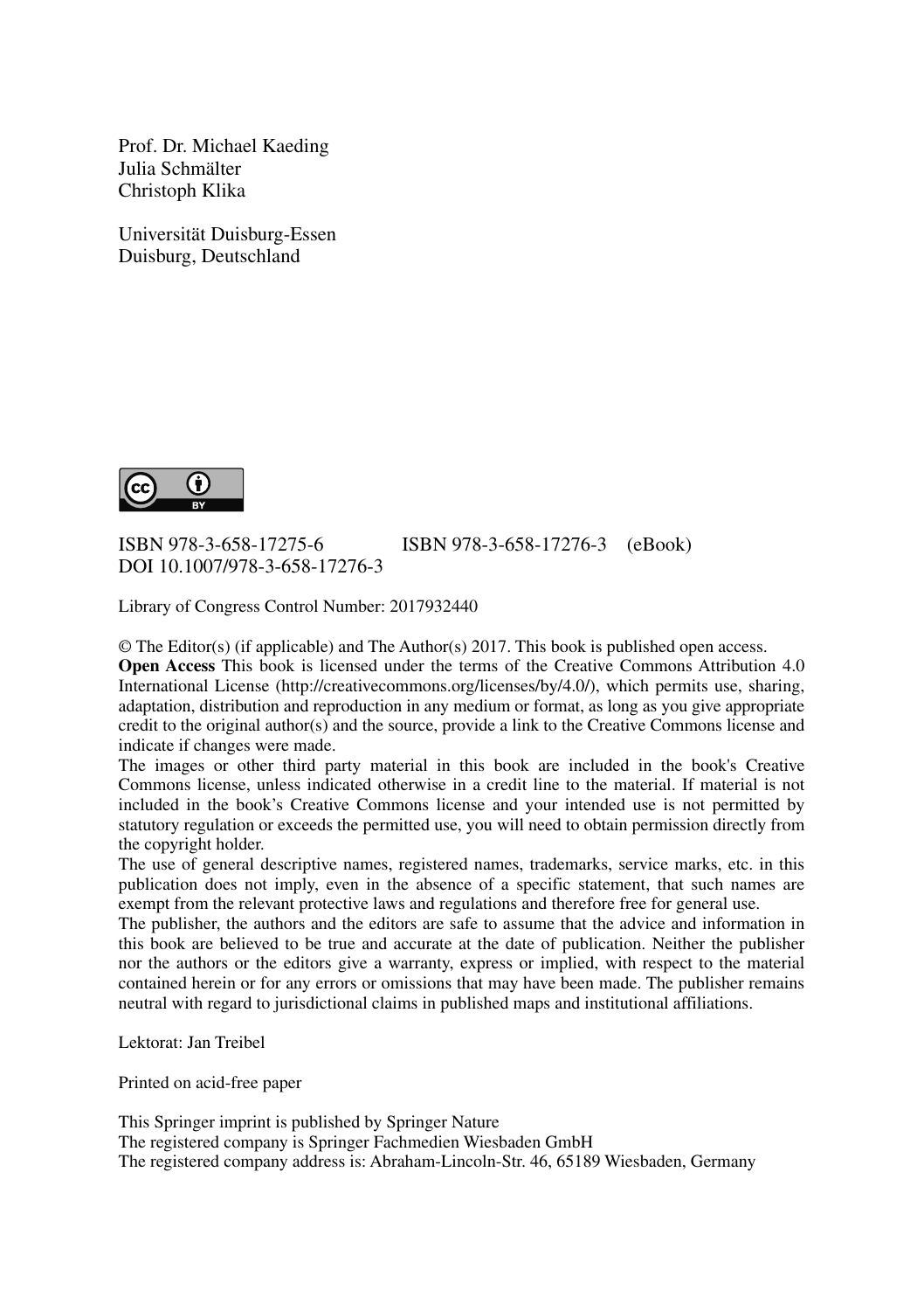Prof. Dr. Michael Kaeding
Julia Schmälter
Christoph Klika

Universität Duisburg-Essen
Duisburg, Deutschland

ISBN 978-3-658-17275-6 ISBN 978-3-658-17276-3 (eBook)
DOI 10.1007/978-3-658-17276-3

Library of Congress Control Number: 2017932440

© The Editor(s) (if applicable) and The Author(s) 2017. This book is published open access.
**Open Access** This book is licensed under the terms of the Creative Commons Attribution 4.0 International License (http://creativecommons.org/licenses/by/4.0/), which permits use, sharing, adaptation, distribution and reproduction in any medium or format, as long as you give appropriate credit to the original author(s) and the source, provide a link to the Creative Commons license and indicate if changes were made.
The images or other third party material in this book are included in the book's Creative Commons license, unless indicated otherwise in a credit line to the material. If material is not included in the book's Creative Commons license and your intended use is not permitted by statutory regulation or exceeds the permitted use, you will need to obtain permission directly from the copyright holder.
The use of general descriptive names, registered names, trademarks, service marks, etc. in this publication does not imply, even in the absence of a specific statement, that such names are exempt from the relevant protective laws and regulations and therefore free for general use.
The publisher, the authors and the editors are safe to assume that the advice and information in this book are believed to be true and accurate at the date of publication. Neither the publisher nor the authors or the editors give a warranty, express or implied, with respect to the material contained herein or for any errors or omissions that may have been made. The publisher remains neutral with regard to jurisdictional claims in published maps and institutional affiliations.

Lektorat: Jan Treibel

Printed on acid-free paper

This Springer imprint is published by Springer Nature
The registered company is Springer Fachmedien Wiesbaden GmbH
The registered company address is: Abraham-Lincoln-Str. 46, 65189 Wiesbaden, Germany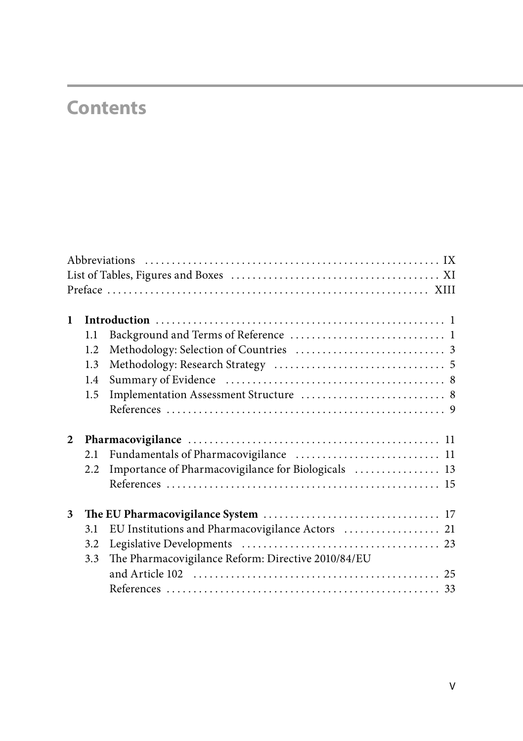# Contents

Abbreviations . . . . . . . . . . . . . . . . . . . . . . . . . . . . . . . . . . . . . . . . . . . . . . . . . . . IX
List of Tables, Figures and Boxes . . . . . . . . . . . . . . . . . . . . . . . . . . . . . . . . . . . . . . . XI
Preface . . . . . . . . . . . . . . . . . . . . . . . . . . . . . . . . . . . . . . . . . . . . . . . . . . . . . . . . . . XIII

**1 Introduction** . . . . . . . . . . . . . . . . . . . . . . . . . . . . . . . . . . . . . . . . . . . . . . . . . . 1
- 1.1 Background and Terms of Reference . . . . . . . . . . . . . . . . . . . . . . . . . . . . 1
- 1.2 Methodology: Selection of Countries . . . . . . . . . . . . . . . . . . . . . . . . . . . . 3
- 1.3 Methodology: Research Strategy . . . . . . . . . . . . . . . . . . . . . . . . . . . . . . . 5
- 1.4 Summary of Evidence . . . . . . . . . . . . . . . . . . . . . . . . . . . . . . . . . . . . . . . 8
- 1.5 Implementation Assessment Structure . . . . . . . . . . . . . . . . . . . . . . . . . . . 8
- References . . . . . . . . . . . . . . . . . . . . . . . . . . . . . . . . . . . . . . . . . . . . . . . . 9

**2 Pharmacovigilance** . . . . . . . . . . . . . . . . . . . . . . . . . . . . . . . . . . . . . . . . . . . . . 11
- 2.1 Fundamentals of Pharmacovigilance . . . . . . . . . . . . . . . . . . . . . . . . . . . . 11
- 2.2 Importance of Pharmacovigilance for Biologicals . . . . . . . . . . . . . . . . 13
- References . . . . . . . . . . . . . . . . . . . . . . . . . . . . . . . . . . . . . . . . . . . . . . . . 15

**3 The EU Pharmacovigilance System** . . . . . . . . . . . . . . . . . . . . . . . . . . . . . . . . 17
- 3.1 EU Institutions and Pharmacovigilance Actors . . . . . . . . . . . . . . . . . . 21
- 3.2 Legislative Developments . . . . . . . . . . . . . . . . . . . . . . . . . . . . . . . . . . . . 23
- 3.3 The Pharmacovigilance Reform: Directive 2010/84/EU and Article 102 . . . . . . . . . . . . . . . . . . . . . . . . . . . . . . . . . . . . . . . . . . . . . 25
- References . . . . . . . . . . . . . . . . . . . . . . . . . . . . . . . . . . . . . . . . . . . . . . . . 33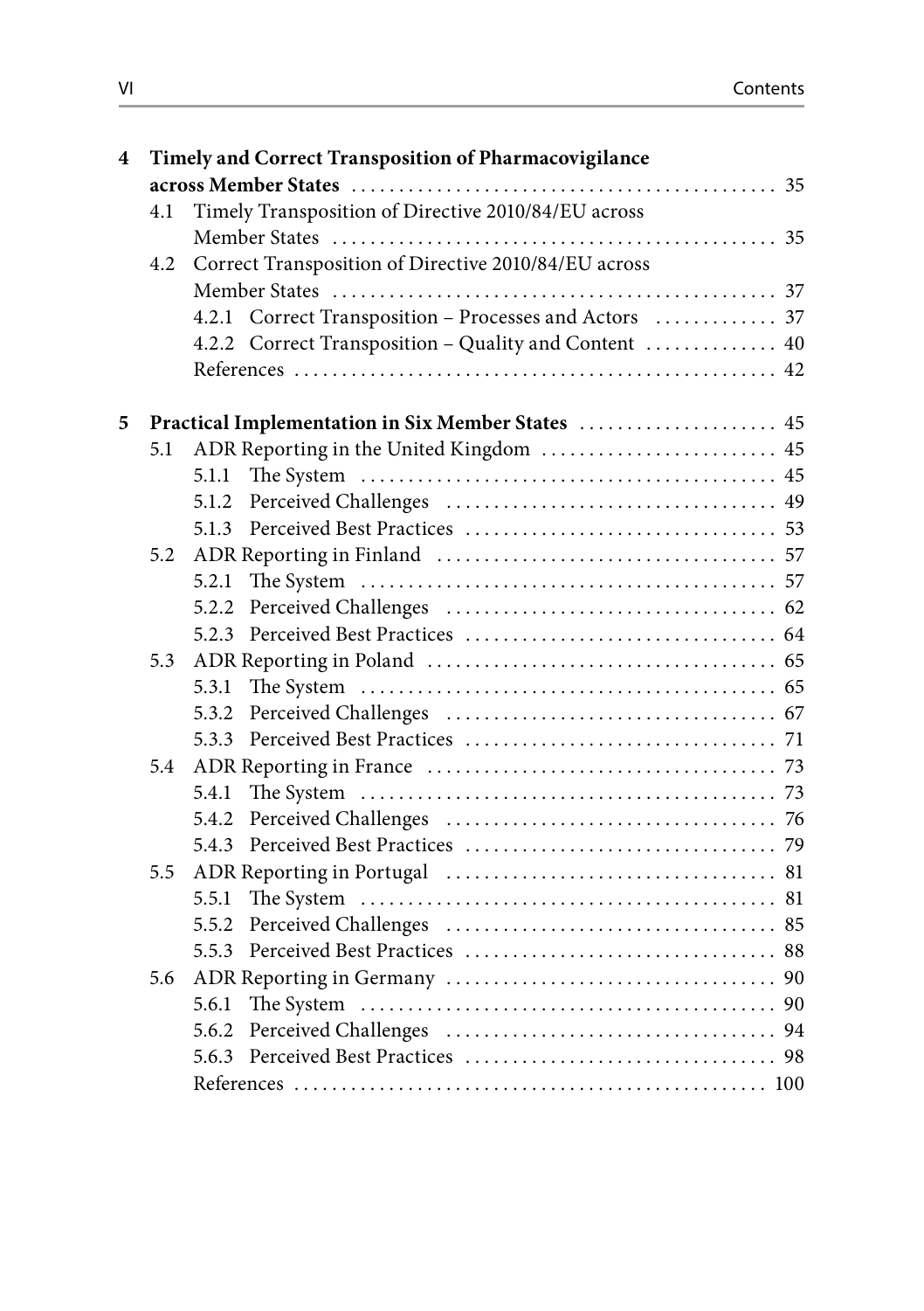**4 Timely and Correct Transposition of Pharmacovigilance across Member States** ... 35

- 4.1 Timely Transposition of Directive 2010/84/EU across Member States ... 35
- 4.2 Correct Transposition of Directive 2010/84/EU across Member States ... 37
  - 4.2.1 Correct Transposition – Processes and Actors ... 37
  - 4.2.2 Correct Transposition – Quality and Content ... 40
  - References ... 42

**5 Practical Implementation in Six Member States** ... 45

- 5.1 ADR Reporting in the United Kingdom ... 45
  - 5.1.1 The System ... 45
  - 5.1.2 Perceived Challenges ... 49
  - 5.1.3 Perceived Best Practices ... 53
- 5.2 ADR Reporting in Finland ... 57
  - 5.2.1 The System ... 57
  - 5.2.2 Perceived Challenges ... 62
  - 5.2.3 Perceived Best Practices ... 64
- 5.3 ADR Reporting in Poland ... 65
  - 5.3.1 The System ... 65
  - 5.3.2 Perceived Challenges ... 67
  - 5.3.3 Perceived Best Practices ... 71
- 5.4 ADR Reporting in France ... 73
  - 5.4.1 The System ... 73
  - 5.4.2 Perceived Challenges ... 76
  - 5.4.3 Perceived Best Practices ... 79
- 5.5 ADR Reporting in Portugal ... 81
  - 5.5.1 The System ... 81
  - 5.5.2 Perceived Challenges ... 85
  - 5.5.3 Perceived Best Practices ... 88
- 5.6 ADR Reporting in Germany ... 90
  - 5.6.1 The System ... 90
  - 5.6.2 Perceived Challenges ... 94
  - 5.6.3 Perceived Best Practices ... 98
  - References ... 100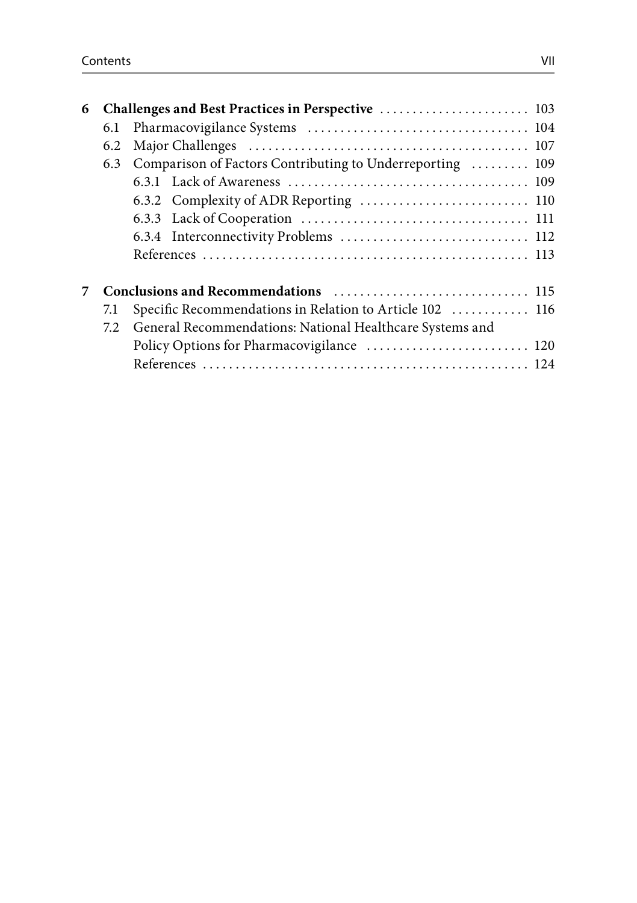**6 Challenges and Best Practices in Perspective** ....................... 103

6.1 Pharmacovigilance Systems ....................... 104

6.2 Major Challenges ....................... 107

6.3 Comparison of Factors Contributing to Underreporting ....................... 109

6.3.1 Lack of Awareness ....................... 109

6.3.2 Complexity of ADR Reporting ....................... 110

6.3.3 Lack of Cooperation ....................... 111

6.3.4 Interconnectivity Problems ....................... 112

References ....................... 113

**7 Conclusions and Recommendations** ....................... 115

7.1 Specific Recommendations in Relation to Article 102 ....................... 116

7.2 General Recommendations: National Healthcare Systems and Policy Options for Pharmacovigilance ....................... 120

References ....................... 124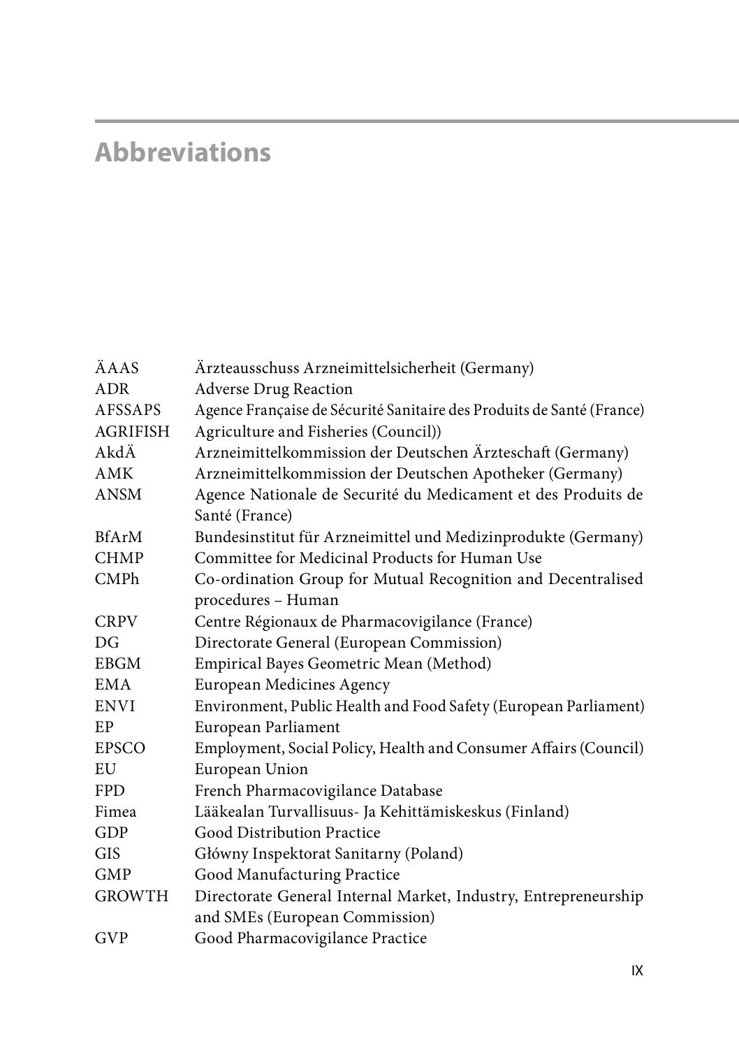# Abbreviations

| | |
|---|---|
| ÄAAS | Ärzteausschuss Arzneimittelsicherheit (Germany) |
| ADR | Adverse Drug Reaction |
| AFSSAPS | Agence Française de Sécurité Sanitaire des Produits de Santé (France) |
| AGRIFISH | Agriculture and Fisheries (Council)) |
| AkdÄ | Arzneimittelkommission der Deutschen Ärzteschaft (Germany) |
| AMK | Arzneimittelkommission der Deutschen Apotheker (Germany) |
| ANSM | Agence Nationale de Securité du Medicament et des Produits de Santé (France) |
| BfArM | Bundesinstitut für Arzneimittel und Medizinprodukte (Germany) |
| CHMP | Committee for Medicinal Products for Human Use |
| CMPh | Co-ordination Group for Mutual Recognition and Decentralised procedures – Human |
| CRPV | Centre Régionaux de Pharmacovigilance (France) |
| DG | Directorate General (European Commission) |
| EBGM | Empirical Bayes Geometric Mean (Method) |
| EMA | European Medicines Agency |
| ENVI | Environment, Public Health and Food Safety (European Parliament) |
| EP | European Parliament |
| EPSCO | Employment, Social Policy, Health and Consumer Affairs (Council) |
| EU | European Union |
| FPD | French Pharmacovigilance Database |
| Fimea | Lääkealan Turvallisuus- Ja Kehittämiskeskus (Finland) |
| GDP | Good Distribution Practice |
| GIS | Główny Inspektorat Sanitarny (Poland) |
| GMP | Good Manufacturing Practice |
| GROWTH | Directorate General Internal Market, Industry, Entrepreneurship and SMEs (European Commission) |
| GVP | Good Pharmacovigilance Practice |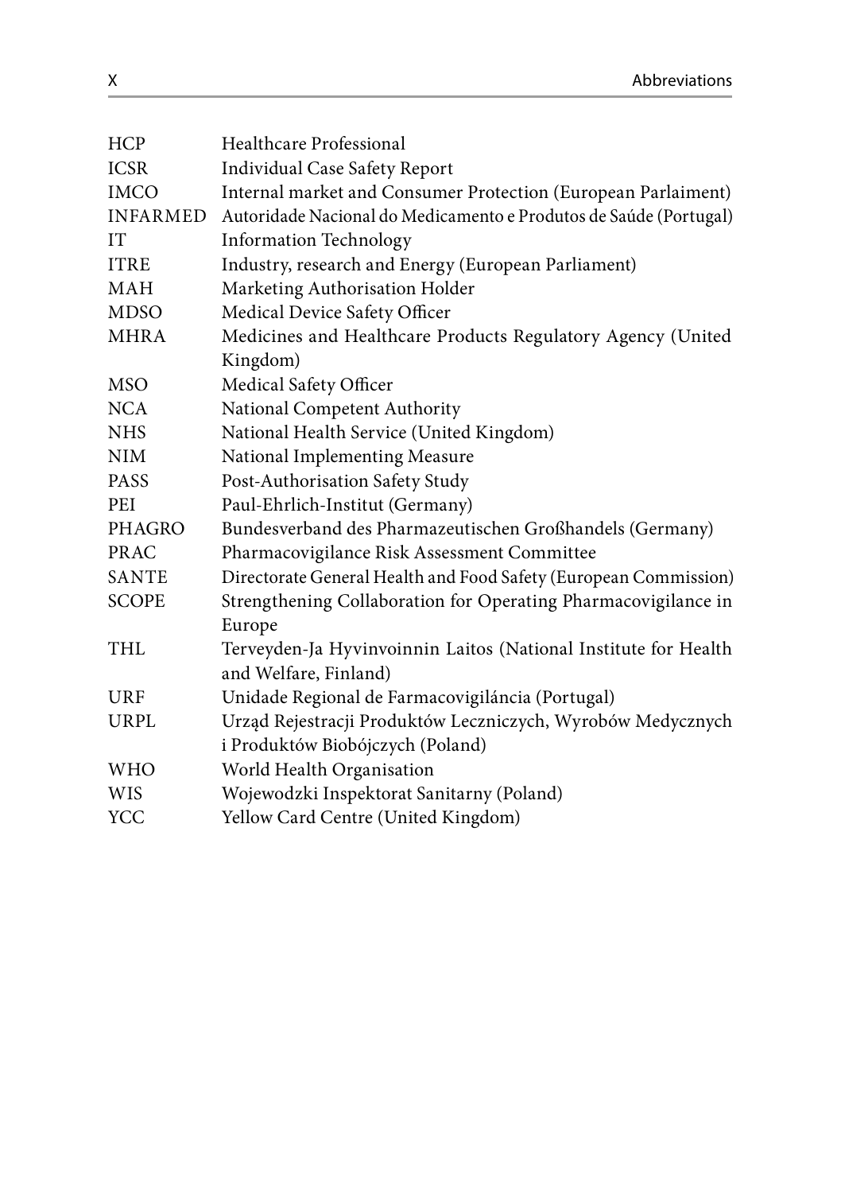| | |
|---|---|
| HCP | Healthcare Professional |
| ICSR | Individual Case Safety Report |
| IMCO | Internal market and Consumer Protection (European Parlaiment) |
| INFARMED | Autoridade Nacional do Medicamento e Produtos de Saúde (Portugal) |
| IT | Information Technology |
| ITRE | Industry, research and Energy (European Parliament) |
| MAH | Marketing Authorisation Holder |
| MDSO | Medical Device Safety Officer |
| MHRA | Medicines and Healthcare Products Regulatory Agency (United Kingdom) |
| MSO | Medical Safety Officer |
| NCA | National Competent Authority |
| NHS | National Health Service (United Kingdom) |
| NIM | National Implementing Measure |
| PASS | Post-Authorisation Safety Study |
| PEI | Paul-Ehrlich-Institut (Germany) |
| PHAGRO | Bundesverband des Pharmazeutischen Großhandels (Germany) |
| PRAC | Pharmacovigilance Risk Assessment Committee |
| SANTE | Directorate General Health and Food Safety (European Commission) |
| SCOPE | Strengthening Collaboration for Operating Pharmacovigilance in Europe |
| THL | Terveyden-Ja Hyvinvoinnin Laitos (National Institute for Health and Welfare, Finland) |
| URF | Unidade Regional de Farmacovigiláncia (Portugal) |
| URPL | Urząd Rejestracji Produktów Leczniczych, Wyrobów Medycznych i Produktów Biobójczych (Poland) |
| WHO | World Health Organisation |
| WIS | Wojewodzki Inspektorat Sanitarny (Poland) |
| YCC | Yellow Card Centre (United Kingdom) |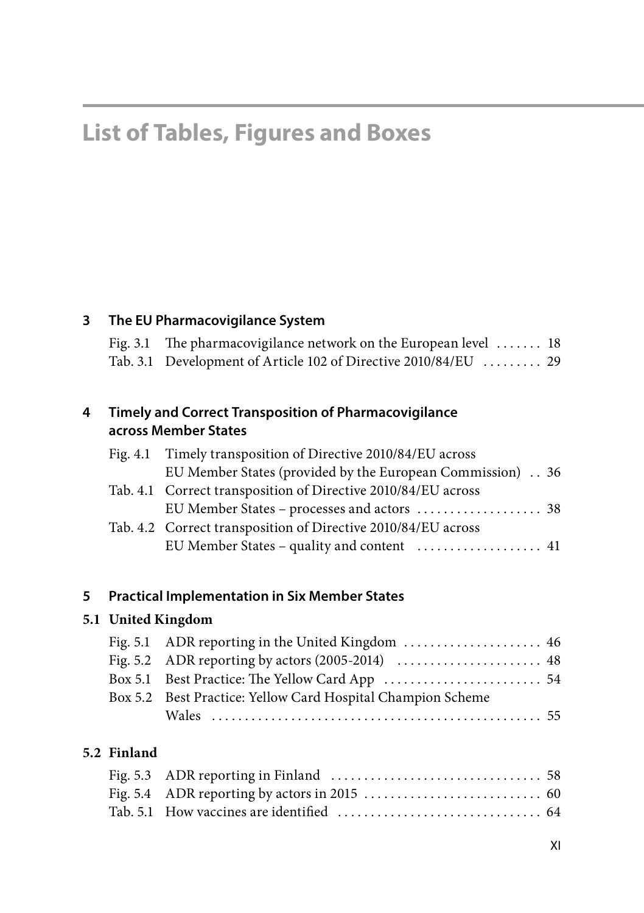# List of Tables, Figures and Boxes

## 3 The EU Pharmacovigilance System

Fig. 3.1 The pharmacovigilance network on the European level ....... 18
Tab. 3.1 Development of Article 102 of Directive 2010/84/EU ......... 29

## 4 Timely and Correct Transposition of Pharmacovigilance across Member States

Fig. 4.1 Timely transposition of Directive 2010/84/EU across EU Member States (provided by the European Commission) .. 36
Tab. 4.1 Correct transposition of Directive 2010/84/EU across EU Member States – processes and actors ................... 38
Tab. 4.2 Correct transposition of Directive 2010/84/EU across EU Member States – quality and content ................... 41

## 5 Practical Implementation in Six Member States

### 5.1 United Kingdom

Fig. 5.1 ADR reporting in the United Kingdom ..................... 46
Fig. 5.2 ADR reporting by actors (2005-2014) ...................... 48
Box 5.1 Best Practice: The Yellow Card App ........................ 54
Box 5.2 Best Practice: Yellow Card Hospital Champion Scheme Wales .................................................. 55

### 5.2 Finland

Fig. 5.3 ADR reporting in Finland ................................ 58
Fig. 5.4 ADR reporting by actors in 2015 ........................... 60
Tab. 5.1 How vaccines are identified ............................... 64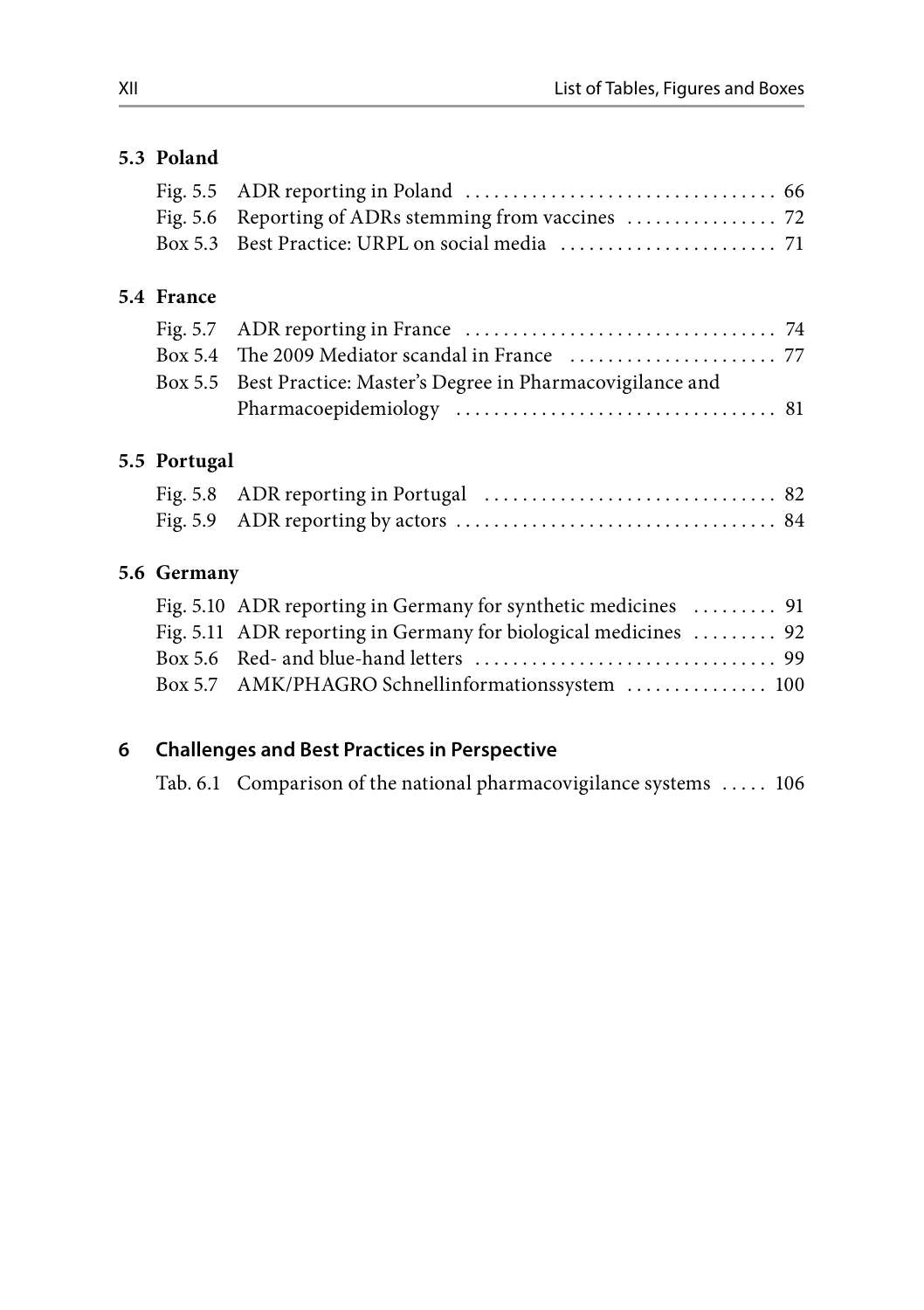### 5.3 Poland

| | | |
|---|---|---|
| Fig. 5.5 | ADR reporting in Poland | 66 |
| Fig. 5.6 | Reporting of ADRs stemming from vaccines | 72 |
| Box 5.3 | Best Practice: URPL on social media | 71 |

### 5.4 France

| | | |
|---|---|---|
| Fig. 5.7 | ADR reporting in France | 74 |
| Box 5.4 | The 2009 Mediator scandal in France | 77 |
| Box 5.5 | Best Practice: Master's Degree in Pharmacovigilance and Pharmacoepidemiology | 81 |

### 5.5 Portugal

| | | |
|---|---|---|
| Fig. 5.8 | ADR reporting in Portugal | 82 |
| Fig. 5.9 | ADR reporting by actors | 84 |

### 5.6 Germany

| | | |
|---|---|---|
| Fig. 5.10 | ADR reporting in Germany for synthetic medicines | 91 |
| Fig. 5.11 | ADR reporting in Germany for biological medicines | 92 |
| Box 5.6 | Red- and blue-hand letters | 99 |
| Box 5.7 | AMK/PHAGRO Schnellinformationssystem | 100 |

## 6 Challenges and Best Practices in Perspective

| | | |
|---|---|---|
| Tab. 6.1 | Comparison of the national pharmacovigilance systems | 106 |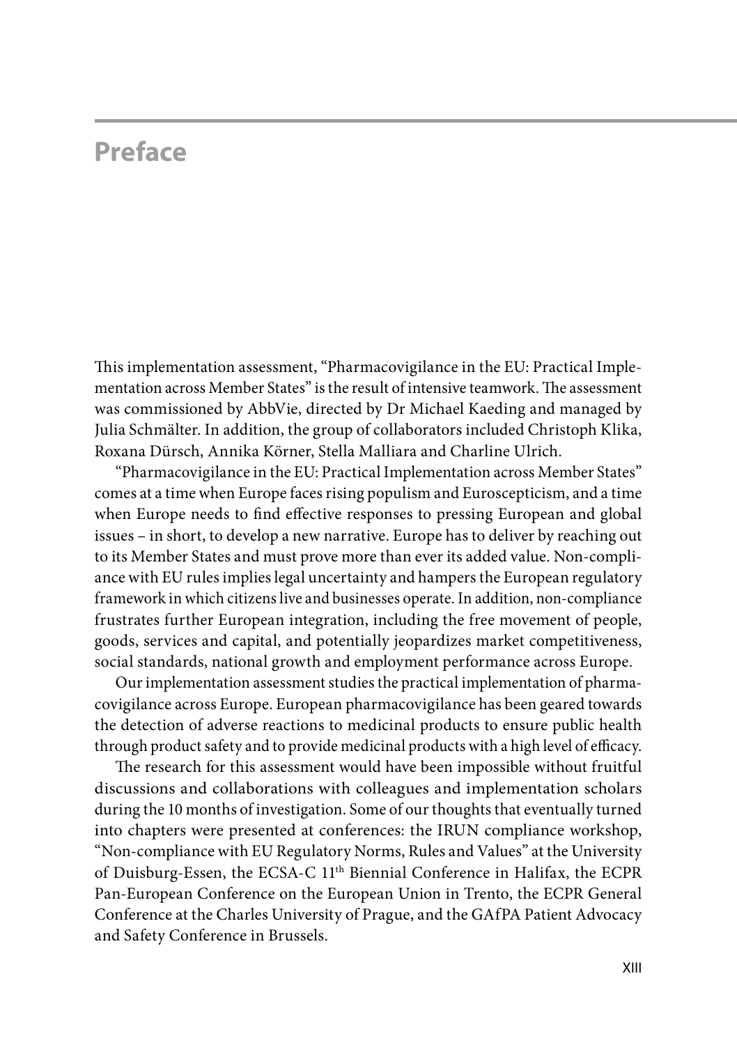# Preface

This implementation assessment, "Pharmacovigilance in the EU: Practical Implementation across Member States" is the result of intensive teamwork. The assessment was commissioned by AbbVie, directed by Dr Michael Kaeding and managed by Julia Schmälter. In addition, the group of collaborators included Christoph Klika, Roxana Dürsch, Annika Körner, Stella Malliara and Charline Ulrich.

"Pharmacovigilance in the EU: Practical Implementation across Member States" comes at a time when Europe faces rising populism and Euroscepticism, and a time when Europe needs to find effective responses to pressing European and global issues – in short, to develop a new narrative. Europe has to deliver by reaching out to its Member States and must prove more than ever its added value. Non-compliance with EU rules implies legal uncertainty and hampers the European regulatory framework in which citizens live and businesses operate. In addition, non-compliance frustrates further European integration, including the free movement of people, goods, services and capital, and potentially jeopardizes market competitiveness, social standards, national growth and employment performance across Europe.

Our implementation assessment studies the practical implementation of pharmacovigilance across Europe. European pharmacovigilance has been geared towards the detection of adverse reactions to medicinal products to ensure public health through product safety and to provide medicinal products with a high level of efficacy.

The research for this assessment would have been impossible without fruitful discussions and collaborations with colleagues and implementation scholars during the 10 months of investigation. Some of our thoughts that eventually turned into chapters were presented at conferences: the IRUN compliance workshop, "Non-compliance with EU Regulatory Norms, Rules and Values" at the University of Duisburg-Essen, the ECSA-C 11th Biennial Conference in Halifax, the ECPR Pan-European Conference on the European Union in Trento, the ECPR General Conference at the Charles University of Prague, and the GAfPA Patient Advocacy and Safety Conference in Brussels.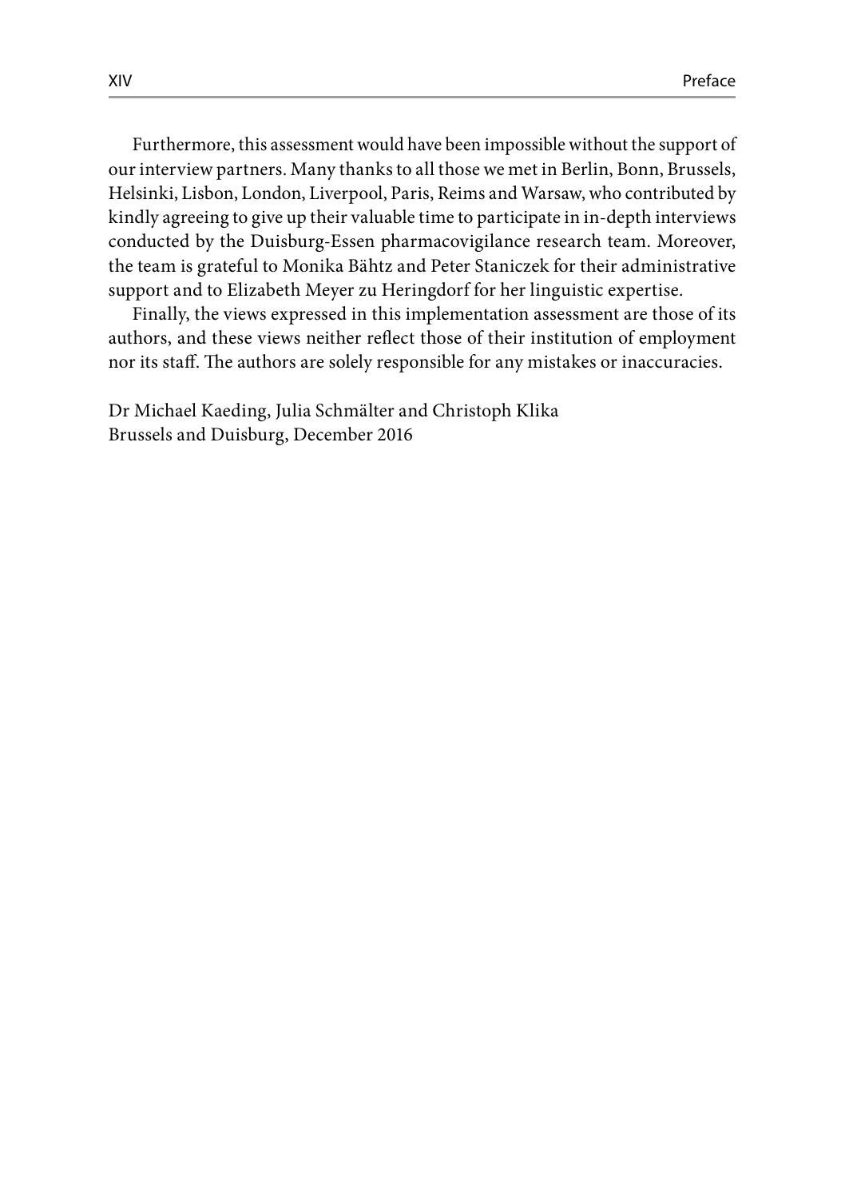Furthermore, this assessment would have been impossible without the support of our interview partners. Many thanks to all those we met in Berlin, Bonn, Brussels, Helsinki, Lisbon, London, Liverpool, Paris, Reims and Warsaw, who contributed by kindly agreeing to give up their valuable time to participate in in-depth interviews conducted by the Duisburg-Essen pharmacovigilance research team. Moreover, the team is grateful to Monika Bähtz and Peter Staniczek for their administrative support and to Elizabeth Meyer zu Heringdorf for her linguistic expertise.

Finally, the views expressed in this implementation assessment are those of its authors, and these views neither reflect those of their institution of employment nor its staff. The authors are solely responsible for any mistakes or inaccuracies.

Dr Michael Kaeding, Julia Schmälter and Christoph Klika
Brussels and Duisburg, December 2016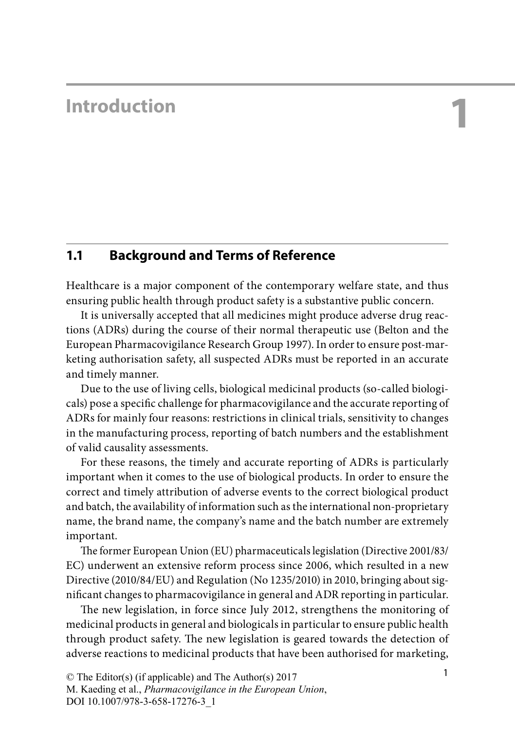# 1 Introduction

## 1.1 Background and Terms of Reference

Healthcare is a major component of the contemporary welfare state, and thus ensuring public health through product safety is a substantive public concern.

It is universally accepted that all medicines might produce adverse drug reactions (ADRs) during the course of their normal therapeutic use (Belton and the European Pharmacovigilance Research Group 1997). In order to ensure post-marketing authorisation safety, all suspected ADRs must be reported in an accurate and timely manner.

Due to the use of living cells, biological medicinal products (so-called biologicals) pose a specific challenge for pharmacovigilance and the accurate reporting of ADRs for mainly four reasons: restrictions in clinical trials, sensitivity to changes in the manufacturing process, reporting of batch numbers and the establishment of valid causality assessments.

For these reasons, the timely and accurate reporting of ADRs is particularly important when it comes to the use of biological products. In order to ensure the correct and timely attribution of adverse events to the correct biological product and batch, the availability of information such as the international non-proprietary name, the brand name, the company's name and the batch number are extremely important.

The former European Union (EU) pharmaceuticals legislation (Directive 2001/83/EC) underwent an extensive reform process since 2006, which resulted in a new Directive (2010/84/EU) and Regulation (No 1235/2010) in 2010, bringing about significant changes to pharmacovigilance in general and ADR reporting in particular.

The new legislation, in force since July 2012, strengthens the monitoring of medicinal products in general and biologicals in particular to ensure public health through product safety. The new legislation is geared towards the detection of adverse reactions to medicinal products that have been authorised for marketing,

© The Editor(s) (if applicable) and The Author(s) 2017
M. Kaeding et al., *Pharmacovigilance in the European Union*,
DOI 10.1007/978-3-658-17276-3_1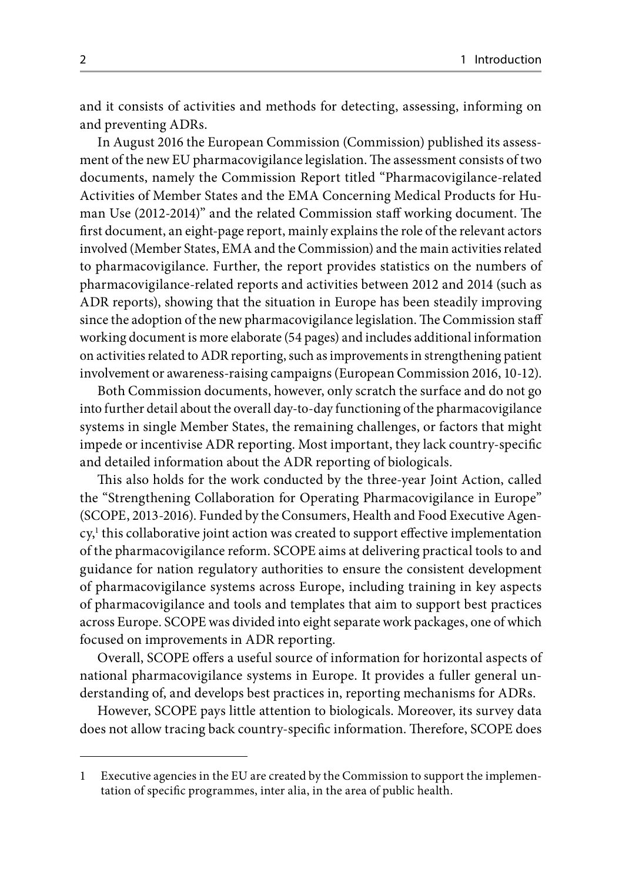and it consists of activities and methods for detecting, assessing, informing on and preventing ADRs.

In August 2016 the European Commission (Commission) published its assessment of the new EU pharmacovigilance legislation. The assessment consists of two documents, namely the Commission Report titled "Pharmacovigilance-related Activities of Member States and the EMA Concerning Medical Products for Human Use (2012-2014)" and the related Commission staff working document. The first document, an eight-page report, mainly explains the role of the relevant actors involved (Member States, EMA and the Commission) and the main activities related to pharmacovigilance. Further, the report provides statistics on the numbers of pharmacovigilance-related reports and activities between 2012 and 2014 (such as ADR reports), showing that the situation in Europe has been steadily improving since the adoption of the new pharmacovigilance legislation. The Commission staff working document is more elaborate (54 pages) and includes additional information on activities related to ADR reporting, such as improvements in strengthening patient involvement or awareness-raising campaigns (European Commission 2016, 10-12).

Both Commission documents, however, only scratch the surface and do not go into further detail about the overall day-to-day functioning of the pharmacovigilance systems in single Member States, the remaining challenges, or factors that might impede or incentivise ADR reporting. Most important, they lack country-specific and detailed information about the ADR reporting of biologicals.

This also holds for the work conducted by the three-year Joint Action, called the "Strengthening Collaboration for Operating Pharmacovigilance in Europe" (SCOPE, 2013-2016). Funded by the Consumers, Health and Food Executive Agency,[1] this collaborative joint action was created to support effective implementation of the pharmacovigilance reform. SCOPE aims at delivering practical tools to and guidance for nation regulatory authorities to ensure the consistent development of pharmacovigilance systems across Europe, including training in key aspects of pharmacovigilance and tools and templates that aim to support best practices across Europe. SCOPE was divided into eight separate work packages, one of which focused on improvements in ADR reporting.

Overall, SCOPE offers a useful source of information for horizontal aspects of national pharmacovigilance systems in Europe. It provides a fuller general understanding of, and develops best practices in, reporting mechanisms for ADRs.

However, SCOPE pays little attention to biologicals. Moreover, its survey data does not allow tracing back country-specific information. Therefore, SCOPE does

---

1 Executive agencies in the EU are created by the Commission to support the implementation of specific programmes, inter alia, in the area of public health.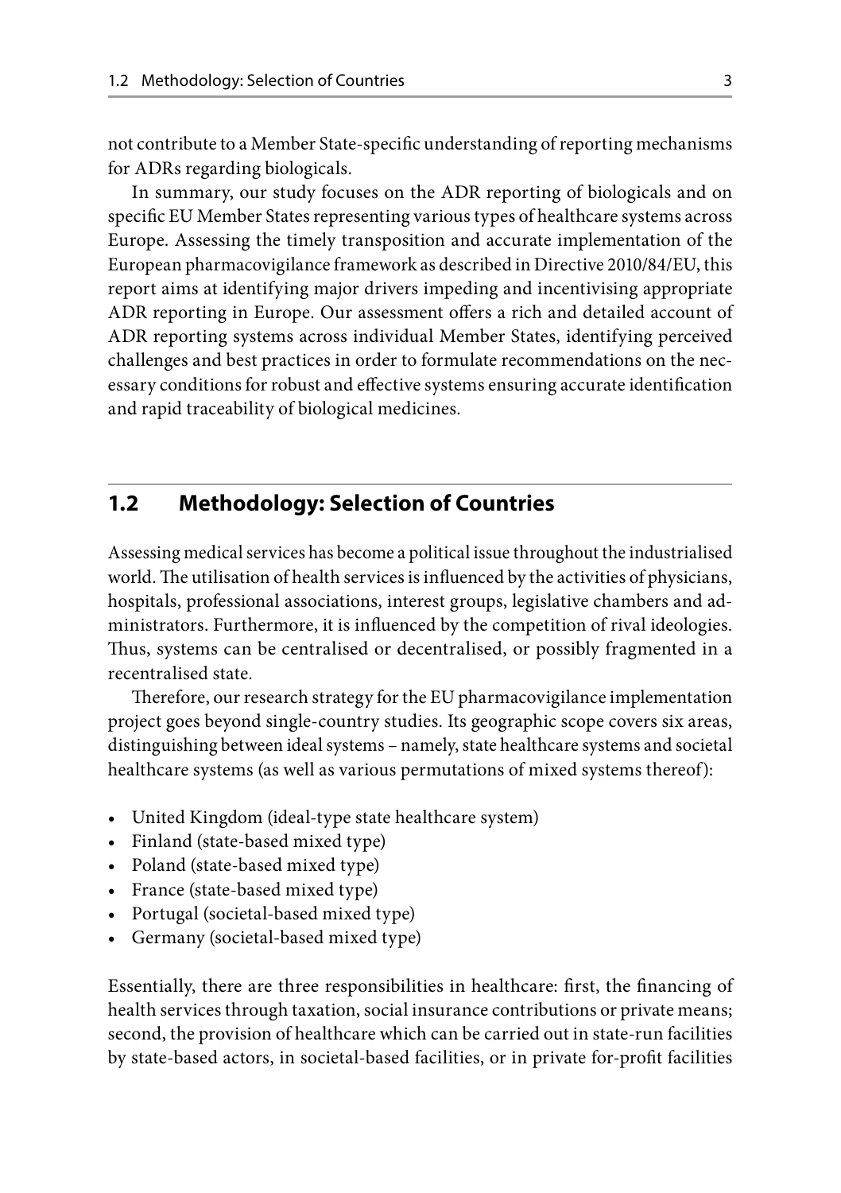not contribute to a Member State-specific understanding of reporting mechanisms for ADRs regarding biologicals.

In summary, our study focuses on the ADR reporting of biologicals and on specific EU Member States representing various types of healthcare systems across Europe. Assessing the timely transposition and accurate implementation of the European pharmacovigilance framework as described in Directive 2010/84/EU, this report aims at identifying major drivers impeding and incentivising appropriate ADR reporting in Europe. Our assessment offers a rich and detailed account of ADR reporting systems across individual Member States, identifying perceived challenges and best practices in order to formulate recommendations on the necessary conditions for robust and effective systems ensuring accurate identification and rapid traceability of biological medicines.

## 1.2 Methodology: Selection of Countries

Assessing medical services has become a political issue throughout the industrialised world. The utilisation of health services is influenced by the activities of physicians, hospitals, professional associations, interest groups, legislative chambers and administrators. Furthermore, it is influenced by the competition of rival ideologies. Thus, systems can be centralised or decentralised, or possibly fragmented in a recentralised state.

Therefore, our research strategy for the EU pharmacovigilance implementation project goes beyond single-country studies. Its geographic scope covers six areas, distinguishing between ideal systems – namely, state healthcare systems and societal healthcare systems (as well as various permutations of mixed systems thereof):

- United Kingdom (ideal-type state healthcare system)
- Finland (state-based mixed type)
- Poland (state-based mixed type)
- France (state-based mixed type)
- Portugal (societal-based mixed type)
- Germany (societal-based mixed type)

Essentially, there are three responsibilities in healthcare: first, the financing of health services through taxation, social insurance contributions or private means; second, the provision of healthcare which can be carried out in state-run facilities by state-based actors, in societal-based facilities, or in private for-profit facilities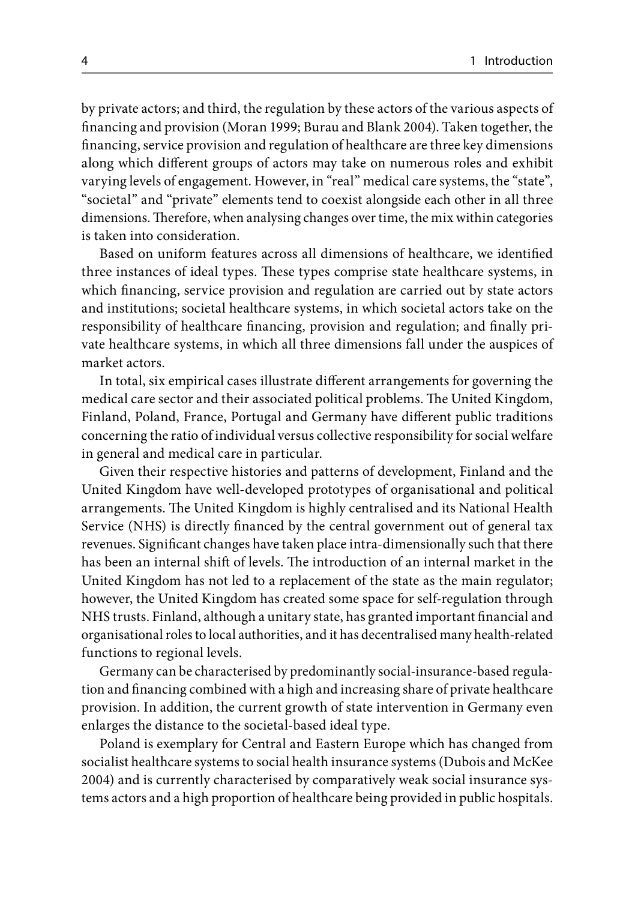by private actors; and third, the regulation by these actors of the various aspects of financing and provision (Moran 1999; Burau and Blank 2004). Taken together, the financing, service provision and regulation of healthcare are three key dimensions along which different groups of actors may take on numerous roles and exhibit varying levels of engagement. However, in "real" medical care systems, the "state", "societal" and "private" elements tend to coexist alongside each other in all three dimensions. Therefore, when analysing changes over time, the mix within categories is taken into consideration.

Based on uniform features across all dimensions of healthcare, we identified three instances of ideal types. These types comprise state healthcare systems, in which financing, service provision and regulation are carried out by state actors and institutions; societal healthcare systems, in which societal actors take on the responsibility of healthcare financing, provision and regulation; and finally private healthcare systems, in which all three dimensions fall under the auspices of market actors.

In total, six empirical cases illustrate different arrangements for governing the medical care sector and their associated political problems. The United Kingdom, Finland, Poland, France, Portugal and Germany have different public traditions concerning the ratio of individual versus collective responsibility for social welfare in general and medical care in particular.

Given their respective histories and patterns of development, Finland and the United Kingdom have well-developed prototypes of organisational and political arrangements. The United Kingdom is highly centralised and its National Health Service (NHS) is directly financed by the central government out of general tax revenues. Significant changes have taken place intra-dimensionally such that there has been an internal shift of levels. The introduction of an internal market in the United Kingdom has not led to a replacement of the state as the main regulator; however, the United Kingdom has created some space for self-regulation through NHS trusts. Finland, although a unitary state, has granted important financial and organisational roles to local authorities, and it has decentralised many health-related functions to regional levels.

Germany can be characterised by predominantly social-insurance-based regulation and financing combined with a high and increasing share of private healthcare provision. In addition, the current growth of state intervention in Germany even enlarges the distance to the societal-based ideal type.

Poland is exemplary for Central and Eastern Europe which has changed from socialist healthcare systems to social health insurance systems (Dubois and McKee 2004) and is currently characterised by comparatively weak social insurance systems actors and a high proportion of healthcare being provided in public hospitals.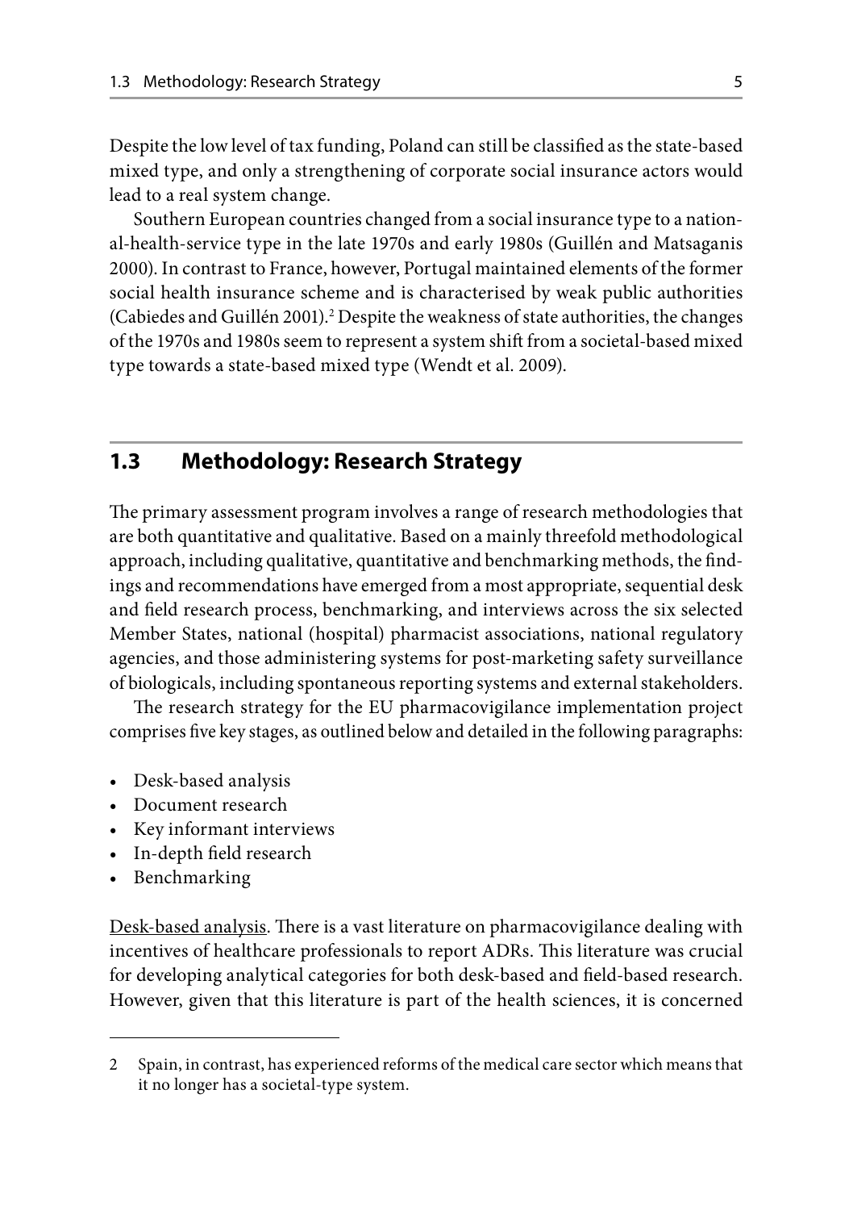Despite the low level of tax funding, Poland can still be classified as the state-based mixed type, and only a strengthening of corporate social insurance actors would lead to a real system change.

Southern European countries changed from a social insurance type to a national-health-service type in the late 1970s and early 1980s (Guillén and Matsaganis 2000). In contrast to France, however, Portugal maintained elements of the former social health insurance scheme and is characterised by weak public authorities (Cabiedes and Guillén 2001).[2] Despite the weakness of state authorities, the changes of the 1970s and 1980s seem to represent a system shift from a societal-based mixed type towards a state-based mixed type (Wendt et al. 2009).

## 1.3 Methodology: Research Strategy

The primary assessment program involves a range of research methodologies that are both quantitative and qualitative. Based on a mainly threefold methodological approach, including qualitative, quantitative and benchmarking methods, the findings and recommendations have emerged from a most appropriate, sequential desk and field research process, benchmarking, and interviews across the six selected Member States, national (hospital) pharmacist associations, national regulatory agencies, and those administering systems for post-marketing safety surveillance of biologicals, including spontaneous reporting systems and external stakeholders.

The research strategy for the EU pharmacovigilance implementation project comprises five key stages, as outlined below and detailed in the following paragraphs:

- Desk-based analysis
- Document research
- Key informant interviews
- In-depth field research
- Benchmarking

Desk-based analysis. There is a vast literature on pharmacovigilance dealing with incentives of healthcare professionals to report ADRs. This literature was crucial for developing analytical categories for both desk-based and field-based research. However, given that this literature is part of the health sciences, it is concerned

---

2 Spain, in contrast, has experienced reforms of the medical care sector which means that it no longer has a societal-type system.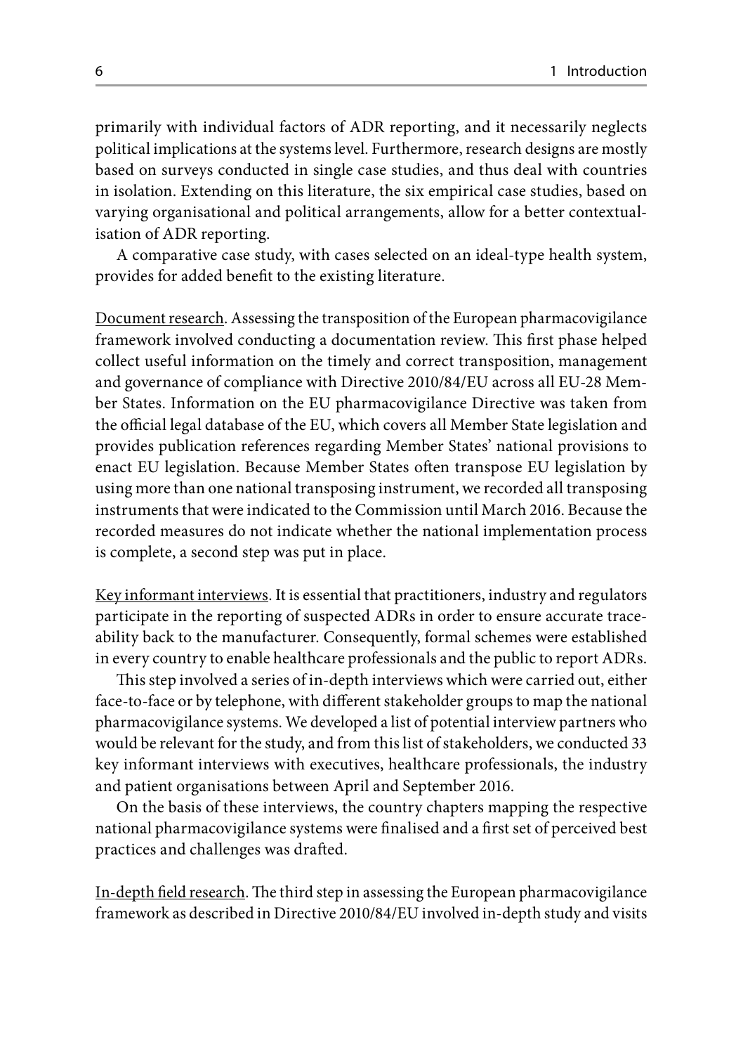primarily with individual factors of ADR reporting, and it necessarily neglects political implications at the systems level. Furthermore, research designs are mostly based on surveys conducted in single case studies, and thus deal with countries in isolation. Extending on this literature, the six empirical case studies, based on varying organisational and political arrangements, allow for a better contextualisation of ADR reporting.

A comparative case study, with cases selected on an ideal-type health system, provides for added benefit to the existing literature.

<u>Document research</u>. Assessing the transposition of the European pharmacovigilance framework involved conducting a documentation review. This first phase helped collect useful information on the timely and correct transposition, management and governance of compliance with Directive 2010/84/EU across all EU-28 Member States. Information on the EU pharmacovigilance Directive was taken from the official legal database of the EU, which covers all Member State legislation and provides publication references regarding Member States' national provisions to enact EU legislation. Because Member States often transpose EU legislation by using more than one national transposing instrument, we recorded all transposing instruments that were indicated to the Commission until March 2016. Because the recorded measures do not indicate whether the national implementation process is complete, a second step was put in place.

<u>Key informant interviews</u>. It is essential that practitioners, industry and regulators participate in the reporting of suspected ADRs in order to ensure accurate traceability back to the manufacturer. Consequently, formal schemes were established in every country to enable healthcare professionals and the public to report ADRs.

This step involved a series of in-depth interviews which were carried out, either face-to-face or by telephone, with different stakeholder groups to map the national pharmacovigilance systems. We developed a list of potential interview partners who would be relevant for the study, and from this list of stakeholders, we conducted 33 key informant interviews with executives, healthcare professionals, the industry and patient organisations between April and September 2016.

On the basis of these interviews, the country chapters mapping the respective national pharmacovigilance systems were finalised and a first set of perceived best practices and challenges was drafted.

<u>In-depth field research</u>. The third step in assessing the European pharmacovigilance framework as described in Directive 2010/84/EU involved in-depth study and visits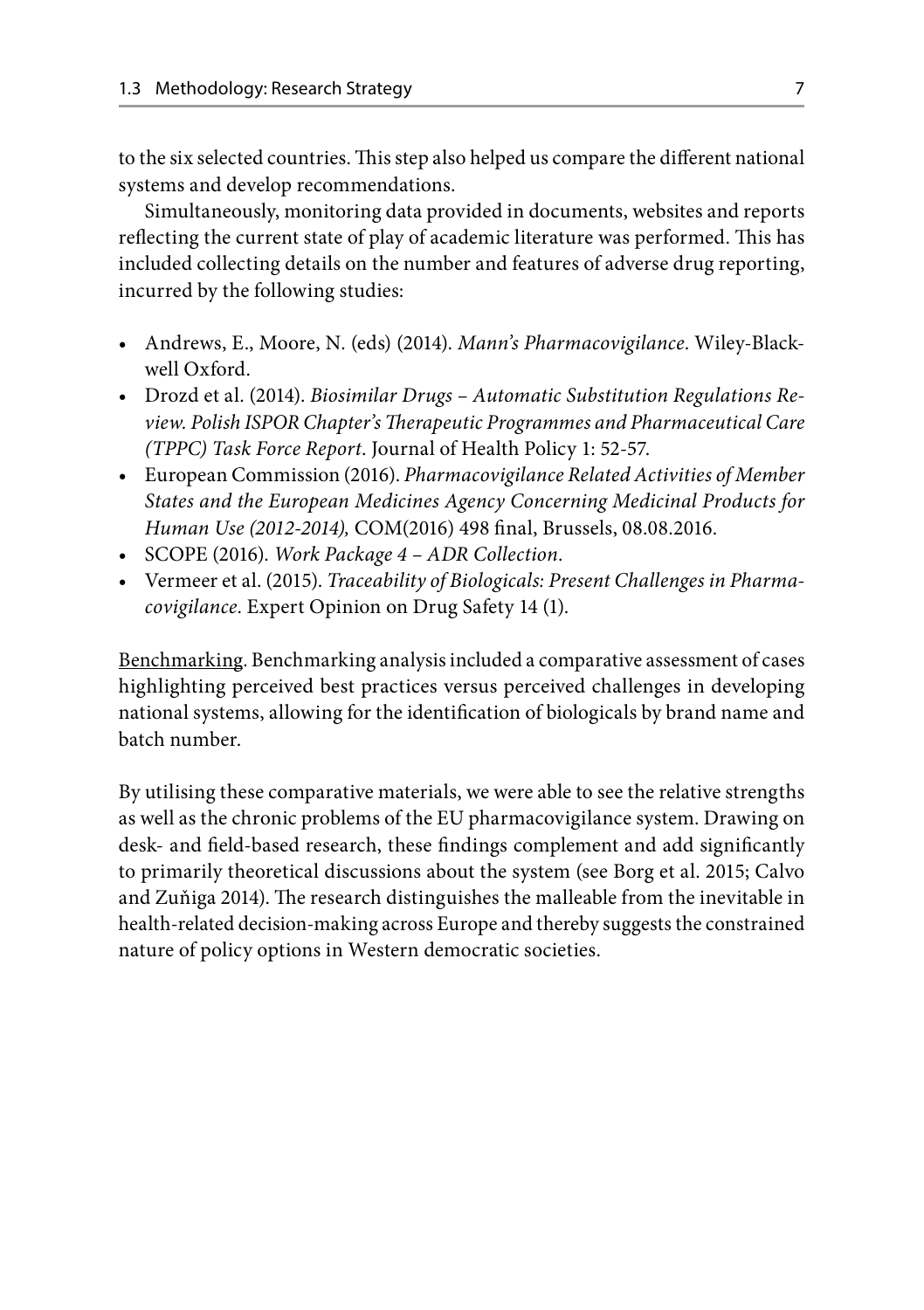to the six selected countries. This step also helped us compare the different national systems and develop recommendations.

Simultaneously, monitoring data provided in documents, websites and reports reflecting the current state of play of academic literature was performed. This has included collecting details on the number and features of adverse drug reporting, incurred by the following studies:

- Andrews, E., Moore, N. (eds) (2014). *Mann's Pharmacovigilance*. Wiley-Blackwell Oxford.
- Drozd et al. (2014). *Biosimilar Drugs – Automatic Substitution Regulations Review. Polish ISPOR Chapter's Therapeutic Programmes and Pharmaceutical Care (TPPC) Task Force Report*. Journal of Health Policy 1: 52-57.
- European Commission (2016). *Pharmacovigilance Related Activities of Member States and the European Medicines Agency Concerning Medicinal Products for Human Use (2012-2014),* COM(2016) 498 final, Brussels, 08.08.2016.
- SCOPE (2016). *Work Package 4 – ADR Collection*.
- Vermeer et al. (2015). *Traceability of Biologicals: Present Challenges in Pharmacovigilance*. Expert Opinion on Drug Safety 14 (1).

<u>Benchmarking</u>. Benchmarking analysis included a comparative assessment of cases highlighting perceived best practices versus perceived challenges in developing national systems, allowing for the identification of biologicals by brand name and batch number.

By utilising these comparative materials, we were able to see the relative strengths as well as the chronic problems of the EU pharmacovigilance system. Drawing on desk- and field-based research, these findings complement and add significantly to primarily theoretical discussions about the system (see Borg et al. 2015; Calvo and Zuňiga 2014). The research distinguishes the malleable from the inevitable in health-related decision-making across Europe and thereby suggests the constrained nature of policy options in Western democratic societies.